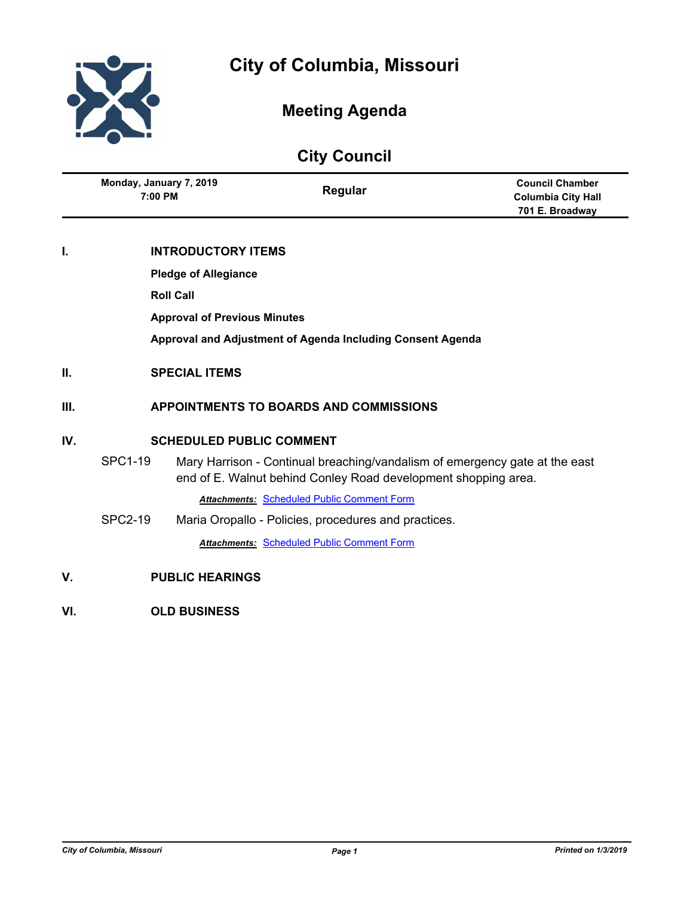# City of Columbia, Missouri

## Meeting Agenda

## City Council

| Monday, January 7, 2019<br>7:00 PM | Regular | Council Chamber<br>Columbia City Hall<br>701 E. Broadway |
|---|---|---|

## I. INTRODUCTORY ITEMS

**Pledge of Allegiance**

**Roll Call**

**Approval of Previous Minutes**

**Approval and Adjustment of Agenda Including Consent Agenda**

## II. SPECIAL ITEMS

## III. APPOINTMENTS TO BOARDS AND COMMISSIONS

## IV. SCHEDULED PUBLIC COMMENT

SPC1-19 Mary Harrison - Continual breaching/vandalism of emergency gate at the east end of E. Walnut behind Conley Road development shopping area.

***Attachments:*** Scheduled Public Comment Form

SPC2-19 Maria Oropallo - Policies, procedures and practices.

***Attachments:*** Scheduled Public Comment Form

## V. PUBLIC HEARINGS

## VI. OLD BUSINESS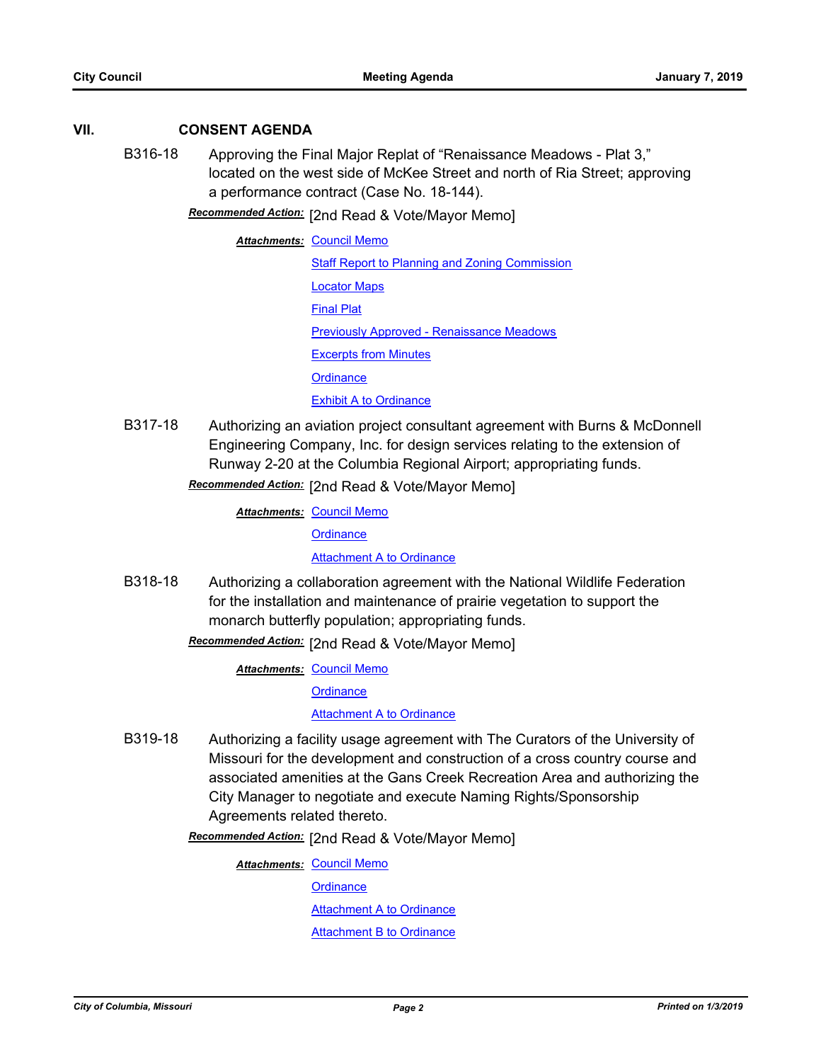## VII. CONSENT AGENDA

**B316-18** Approving the Final Major Replat of "Renaissance Meadows - Plat 3," located on the west side of McKee Street and north of Ria Street; approving a performance contract (Case No. 18-144).

***Recommended Action:*** [2nd Read & Vote/Mayor Memo]

***Attachments:*** Council Memo
Staff Report to Planning and Zoning Commission
Locator Maps
Final Plat
Previously Approved - Renaissance Meadows
Excerpts from Minutes
Ordinance
Exhibit A to Ordinance

**B317-18** Authorizing an aviation project consultant agreement with Burns & McDonnell Engineering Company, Inc. for design services relating to the extension of Runway 2-20 at the Columbia Regional Airport; appropriating funds.

***Recommended Action:*** [2nd Read & Vote/Mayor Memo]

***Attachments:*** Council Memo
Ordinance
Attachment A to Ordinance

**B318-18** Authorizing a collaboration agreement with the National Wildlife Federation for the installation and maintenance of prairie vegetation to support the monarch butterfly population; appropriating funds.

***Recommended Action:*** [2nd Read & Vote/Mayor Memo]

***Attachments:*** Council Memo
Ordinance
Attachment A to Ordinance

**B319-18** Authorizing a facility usage agreement with The Curators of the University of Missouri for the development and construction of a cross country course and associated amenities at the Gans Creek Recreation Area and authorizing the City Manager to negotiate and execute Naming Rights/Sponsorship Agreements related thereto.

***Recommended Action:*** [2nd Read & Vote/Mayor Memo]

***Attachments:*** Council Memo
Ordinance
Attachment A to Ordinance
Attachment B to Ordinance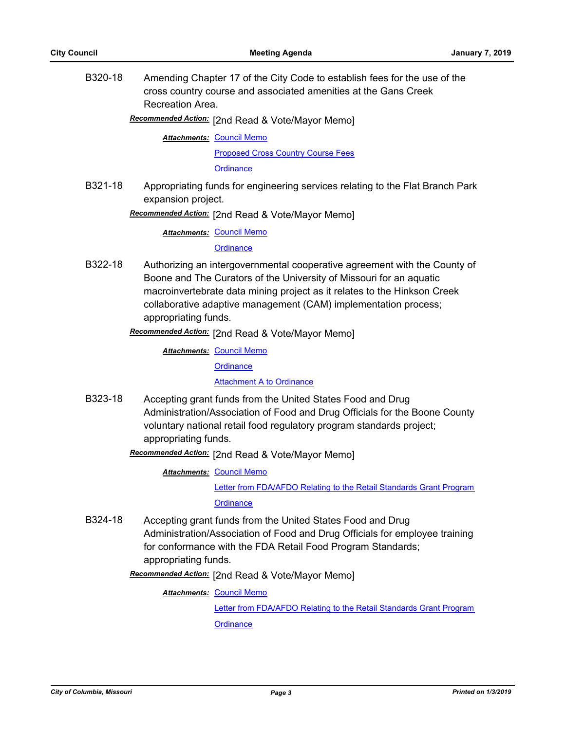**B320-18** Amending Chapter 17 of the City Code to establish fees for the use of the cross country course and associated amenities at the Gans Creek Recreation Area.

***Recommended Action:*** [2nd Read & Vote/Mayor Memo]

***Attachments:*** Council Memo

Proposed Cross Country Course Fees

Ordinance

**B321-18** Appropriating funds for engineering services relating to the Flat Branch Park expansion project.

***Recommended Action:*** [2nd Read & Vote/Mayor Memo]

***Attachments:*** Council Memo

Ordinance

**B322-18** Authorizing an intergovernmental cooperative agreement with the County of Boone and The Curators of the University of Missouri for an aquatic macroinvertebrate data mining project as it relates to the Hinkson Creek collaborative adaptive management (CAM) implementation process; appropriating funds.

***Recommended Action:*** [2nd Read & Vote/Mayor Memo]

***Attachments:*** Council Memo

Ordinance

Attachment A to Ordinance

**B323-18** Accepting grant funds from the United States Food and Drug Administration/Association of Food and Drug Officials for the Boone County voluntary national retail food regulatory program standards project; appropriating funds.

***Recommended Action:*** [2nd Read & Vote/Mayor Memo]

***Attachments:*** Council Memo

Letter from FDA/AFDO Relating to the Retail Standards Grant Program

Ordinance

**B324-18** Accepting grant funds from the United States Food and Drug Administration/Association of Food and Drug Officials for employee training for conformance with the FDA Retail Food Program Standards; appropriating funds.

***Recommended Action:*** [2nd Read & Vote/Mayor Memo]

***Attachments:*** Council Memo

Letter from FDA/AFDO Relating to the Retail Standards Grant Program

Ordinance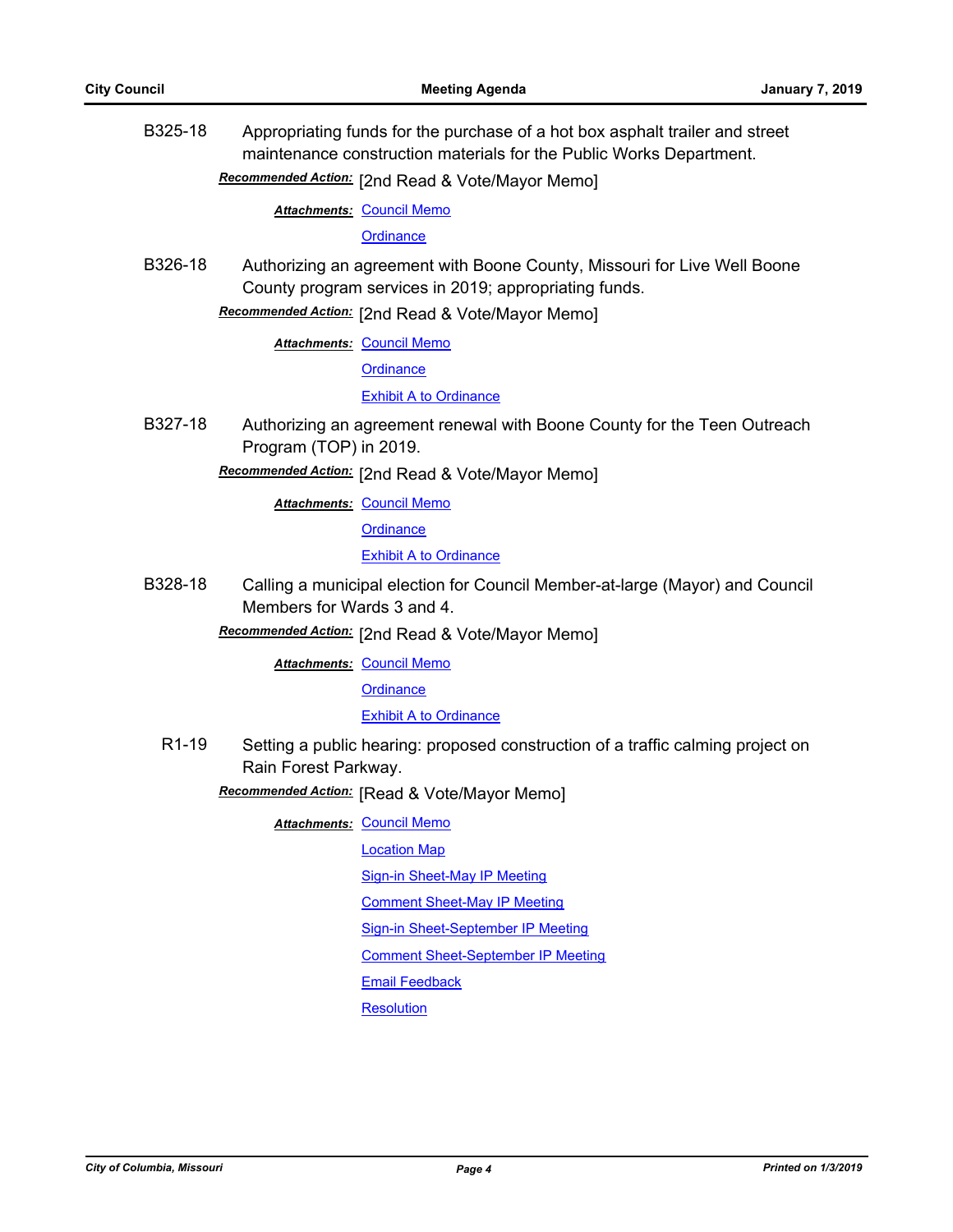B325-18 Appropriating funds for the purchase of a hot box asphalt trailer and street maintenance construction materials for the Public Works Department.

***Recommended Action:*** [2nd Read & Vote/Mayor Memo]

***Attachments:*** Council Memo
Ordinance

B326-18 Authorizing an agreement with Boone County, Missouri for Live Well Boone County program services in 2019; appropriating funds.

***Recommended Action:*** [2nd Read & Vote/Mayor Memo]

***Attachments:*** Council Memo
Ordinance
Exhibit A to Ordinance

B327-18 Authorizing an agreement renewal with Boone County for the Teen Outreach Program (TOP) in 2019.

***Recommended Action:*** [2nd Read & Vote/Mayor Memo]

***Attachments:*** Council Memo
Ordinance
Exhibit A to Ordinance

B328-18 Calling a municipal election for Council Member-at-large (Mayor) and Council Members for Wards 3 and 4.

***Recommended Action:*** [2nd Read & Vote/Mayor Memo]

***Attachments:*** Council Memo
Ordinance
Exhibit A to Ordinance

R1-19 Setting a public hearing: proposed construction of a traffic calming project on Rain Forest Parkway.

***Recommended Action:*** [Read & Vote/Mayor Memo]

***Attachments:*** Council Memo
Location Map
Sign-in Sheet-May IP Meeting
Comment Sheet-May IP Meeting
Sign-in Sheet-September IP Meeting
Comment Sheet-September IP Meeting
Email Feedback
Resolution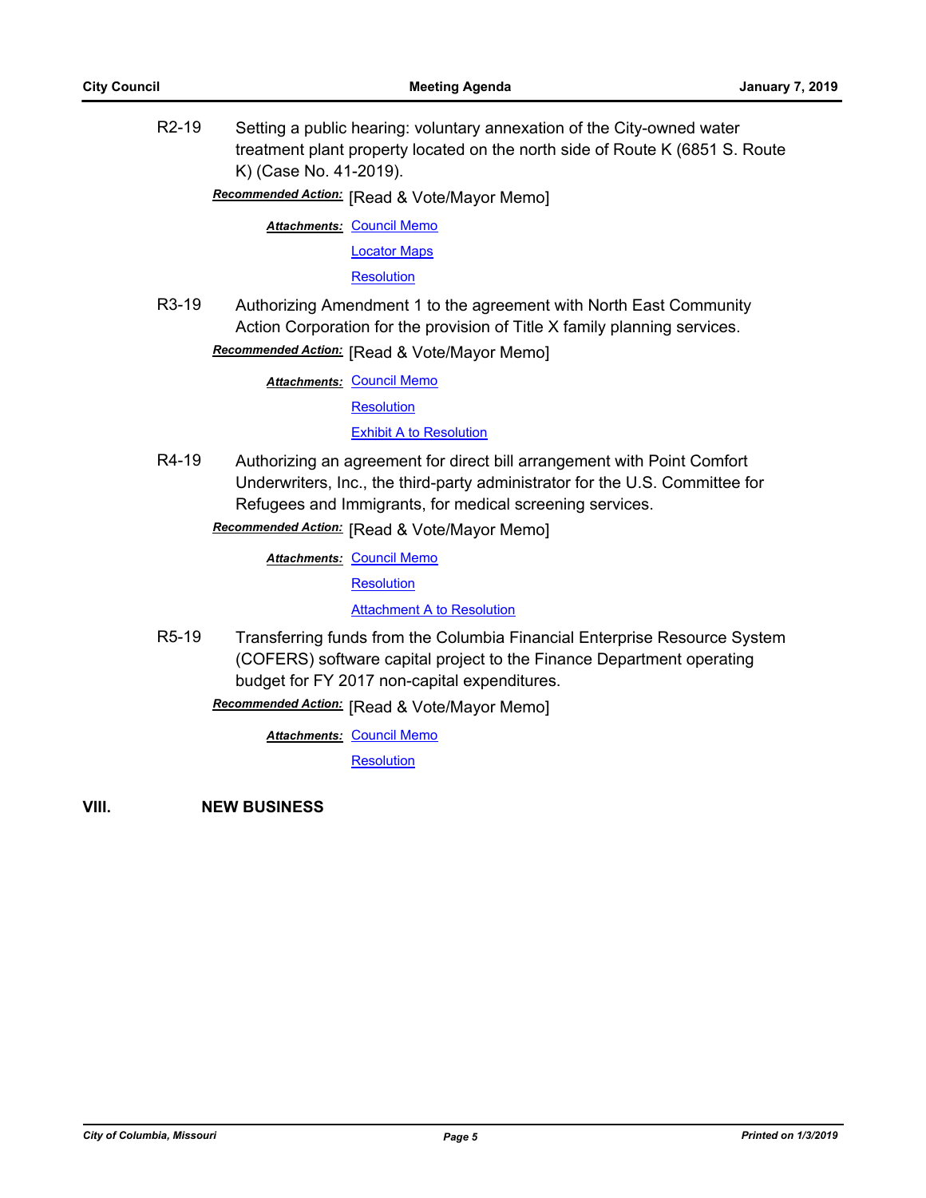R2-19 Setting a public hearing: voluntary annexation of the City-owned water treatment plant property located on the north side of Route K (6851 S. Route K) (Case No. 41-2019).

***Recommended Action:*** [Read & Vote/Mayor Memo]

***Attachments:*** Council Memo
Locator Maps
Resolution

R3-19 Authorizing Amendment 1 to the agreement with North East Community Action Corporation for the provision of Title X family planning services.

***Recommended Action:*** [Read & Vote/Mayor Memo]

***Attachments:*** Council Memo
Resolution
Exhibit A to Resolution

R4-19 Authorizing an agreement for direct bill arrangement with Point Comfort Underwriters, Inc., the third-party administrator for the U.S. Committee for Refugees and Immigrants, for medical screening services.

***Recommended Action:*** [Read & Vote/Mayor Memo]

***Attachments:*** Council Memo
Resolution
Attachment A to Resolution

R5-19 Transferring funds from the Columbia Financial Enterprise Resource System (COFERS) software capital project to the Finance Department operating budget for FY 2017 non-capital expenditures.

***Recommended Action:*** [Read & Vote/Mayor Memo]

***Attachments:*** Council Memo
Resolution

## VIII. NEW BUSINESS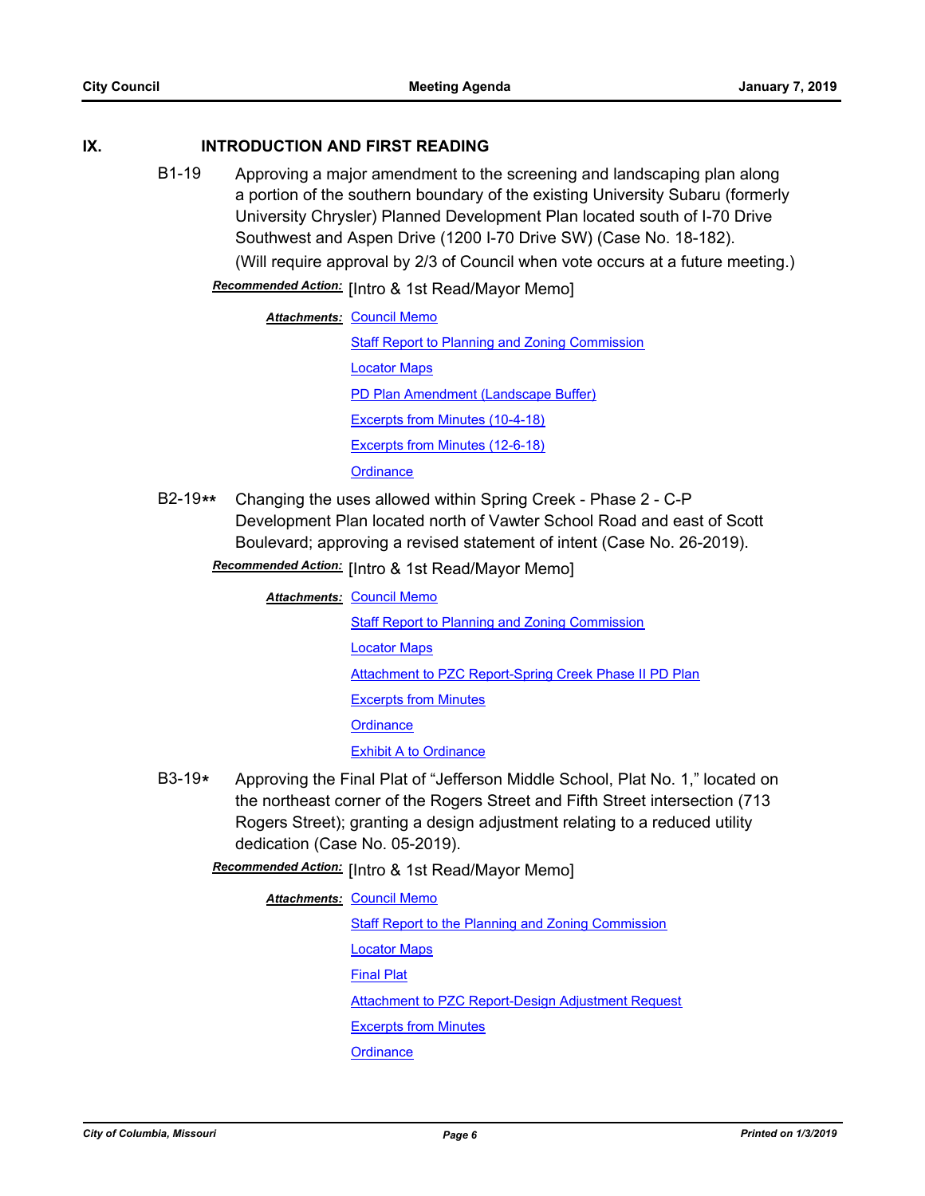## IX. INTRODUCTION AND FIRST READING

**B1-19** Approving a major amendment to the screening and landscaping plan along a portion of the southern boundary of the existing University Subaru (formerly University Chrysler) Planned Development Plan located south of I-70 Drive Southwest and Aspen Drive (1200 I-70 Drive SW) (Case No. 18-182).

(Will require approval by 2/3 of Council when vote occurs at a future meeting.)

***Recommended Action:*** [Intro & 1st Read/Mayor Memo]

***Attachments:*** Council Memo
Staff Report to Planning and Zoning Commission
Locator Maps
PD Plan Amendment (Landscape Buffer)
Excerpts from Minutes (10-4-18)
Excerpts from Minutes (12-6-18)
Ordinance

**B2-19**\*\* Changing the uses allowed within Spring Creek - Phase 2 - C-P Development Plan located north of Vawter School Road and east of Scott Boulevard; approving a revised statement of intent (Case No. 26-2019).

***Recommended Action:*** [Intro & 1st Read/Mayor Memo]

***Attachments:*** Council Memo
Staff Report to Planning and Zoning Commission
Locator Maps
Attachment to PZC Report-Spring Creek Phase II PD Plan
Excerpts from Minutes
Ordinance
Exhibit A to Ordinance

**B3-19**\* Approving the Final Plat of "Jefferson Middle School, Plat No. 1," located on the northeast corner of the Rogers Street and Fifth Street intersection (713 Rogers Street); granting a design adjustment relating to a reduced utility dedication (Case No. 05-2019).

***Recommended Action:*** [Intro & 1st Read/Mayor Memo]

***Attachments:*** Council Memo
Staff Report to the Planning and Zoning Commission
Locator Maps
Final Plat
Attachment to PZC Report-Design Adjustment Request
Excerpts from Minutes
Ordinance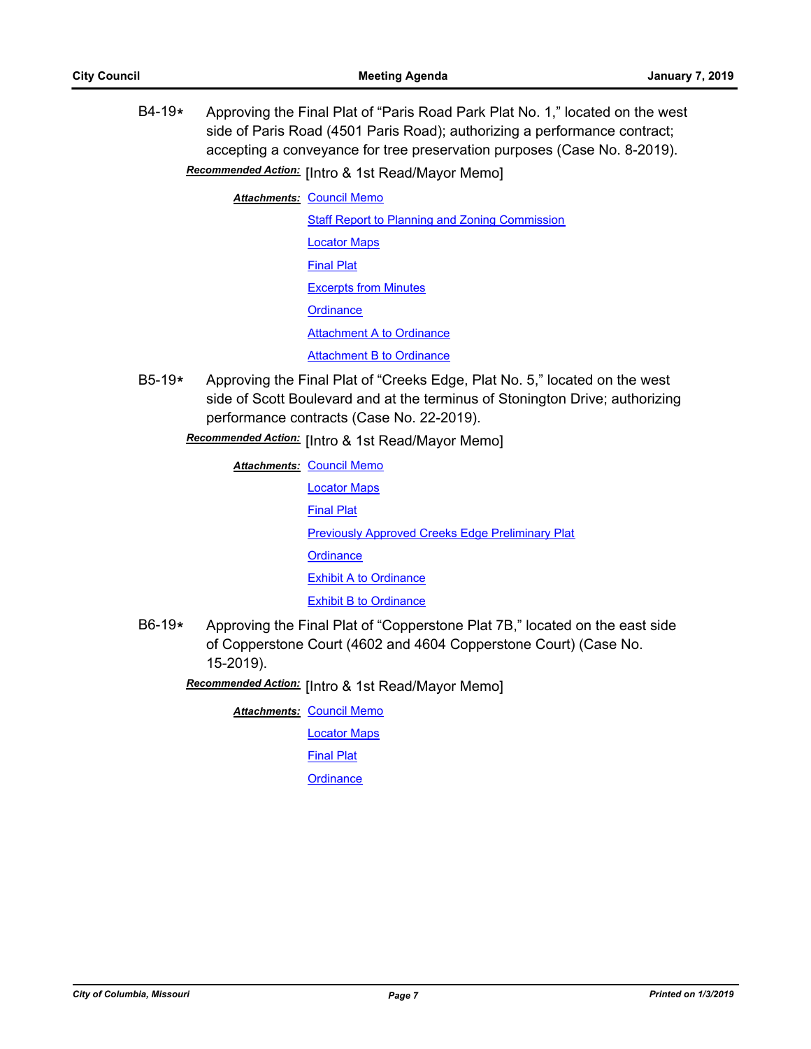B4-19* Approving the Final Plat of "Paris Road Park Plat No. 1," located on the west side of Paris Road (4501 Paris Road); authorizing a performance contract; accepting a conveyance for tree preservation purposes (Case No. 8-2019).

***Recommended Action:*** [Intro & 1st Read/Mayor Memo]

***Attachments:*** Council Memo
Staff Report to Planning and Zoning Commission
Locator Maps
Final Plat
Excerpts from Minutes
Ordinance
Attachment A to Ordinance
Attachment B to Ordinance

B5-19* Approving the Final Plat of "Creeks Edge, Plat No. 5," located on the west side of Scott Boulevard and at the terminus of Stonington Drive; authorizing performance contracts (Case No. 22-2019).

***Recommended Action:*** [Intro & 1st Read/Mayor Memo]

***Attachments:*** Council Memo
Locator Maps
Final Plat
Previously Approved Creeks Edge Preliminary Plat
Ordinance
Exhibit A to Ordinance
Exhibit B to Ordinance

B6-19* Approving the Final Plat of "Copperstone Plat 7B," located on the east side of Copperstone Court (4602 and 4604 Copperstone Court) (Case No. 15-2019).

***Recommended Action:*** [Intro & 1st Read/Mayor Memo]

***Attachments:*** Council Memo
Locator Maps
Final Plat
Ordinance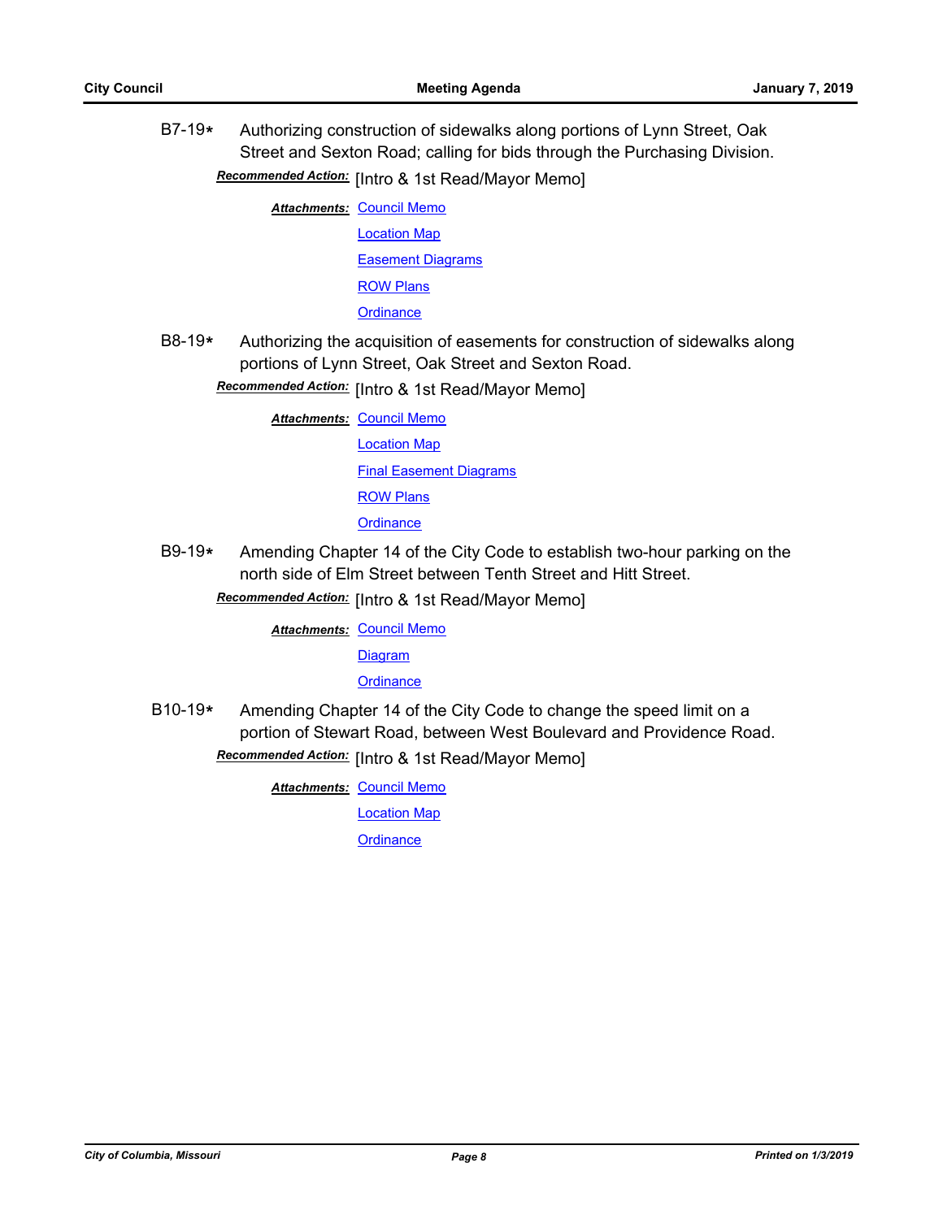B7-19* Authorizing construction of sidewalks along portions of Lynn Street, Oak Street and Sexton Road; calling for bids through the Purchasing Division.

***Recommended Action:*** [Intro & 1st Read/Mayor Memo]

***Attachments:*** Council Memo
Location Map
Easement Diagrams
ROW Plans
Ordinance

B8-19* Authorizing the acquisition of easements for construction of sidewalks along portions of Lynn Street, Oak Street and Sexton Road.

***Recommended Action:*** [Intro & 1st Read/Mayor Memo]

***Attachments:*** Council Memo
Location Map
Final Easement Diagrams
ROW Plans
Ordinance

B9-19* Amending Chapter 14 of the City Code to establish two-hour parking on the north side of Elm Street between Tenth Street and Hitt Street.

***Recommended Action:*** [Intro & 1st Read/Mayor Memo]

***Attachments:*** Council Memo
Diagram
Ordinance

B10-19* Amending Chapter 14 of the City Code to change the speed limit on a portion of Stewart Road, between West Boulevard and Providence Road.

***Recommended Action:*** [Intro & 1st Read/Mayor Memo]

***Attachments:*** Council Memo
Location Map
Ordinance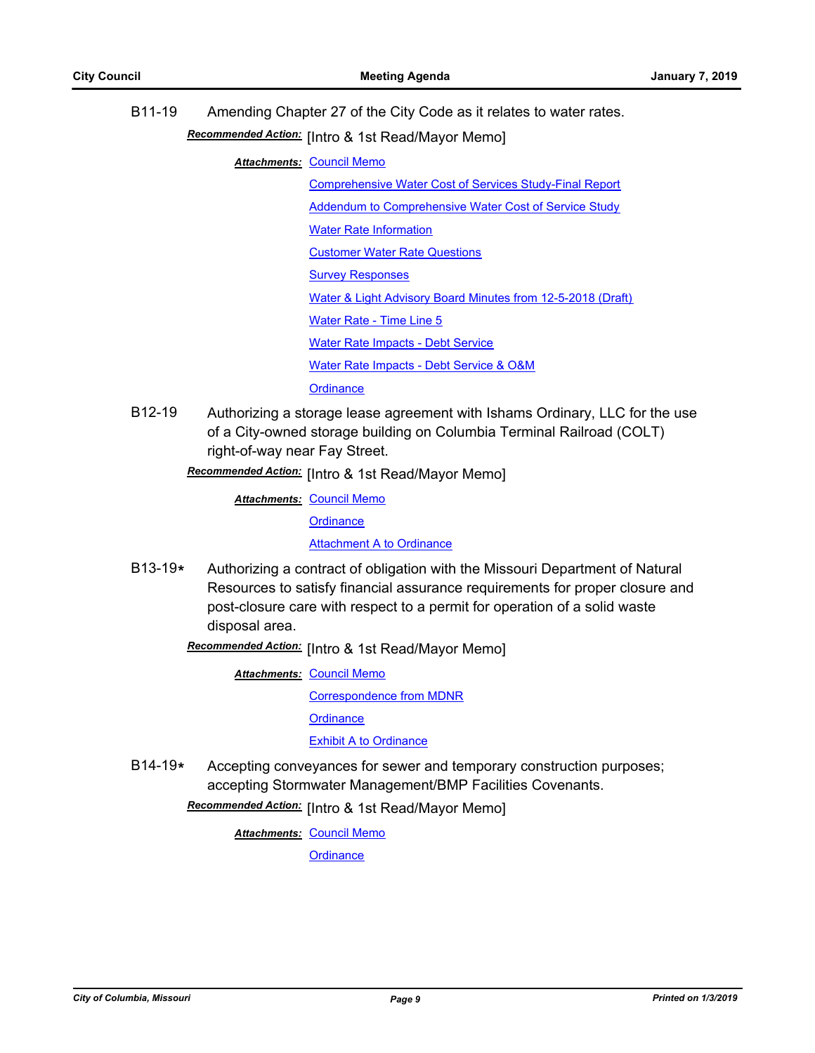B11-19 Amending Chapter 27 of the City Code as it relates to water rates.

***Recommended Action:*** [Intro & 1st Read/Mayor Memo]

***Attachments:*** Council Memo
Comprehensive Water Cost of Services Study-Final Report
Addendum to Comprehensive Water Cost of Service Study
Water Rate Information
Customer Water Rate Questions
Survey Responses
Water & Light Advisory Board Minutes from 12-5-2018 (Draft)
Water Rate - Time Line 5
Water Rate Impacts - Debt Service
Water Rate Impacts - Debt Service & O&M
Ordinance

B12-19 Authorizing a storage lease agreement with Ishams Ordinary, LLC for the use of a City-owned storage building on Columbia Terminal Railroad (COLT) right-of-way near Fay Street.

***Recommended Action:*** [Intro & 1st Read/Mayor Memo]

***Attachments:*** Council Memo
Ordinance
Attachment A to Ordinance

B13-19* Authorizing a contract of obligation with the Missouri Department of Natural Resources to satisfy financial assurance requirements for proper closure and post-closure care with respect to a permit for operation of a solid waste disposal area.

***Recommended Action:*** [Intro & 1st Read/Mayor Memo]

***Attachments:*** Council Memo
Correspondence from MDNR
Ordinance
Exhibit A to Ordinance

B14-19* Accepting conveyances for sewer and temporary construction purposes; accepting Stormwater Management/BMP Facilities Covenants.

***Recommended Action:*** [Intro & 1st Read/Mayor Memo]

***Attachments:*** Council Memo
Ordinance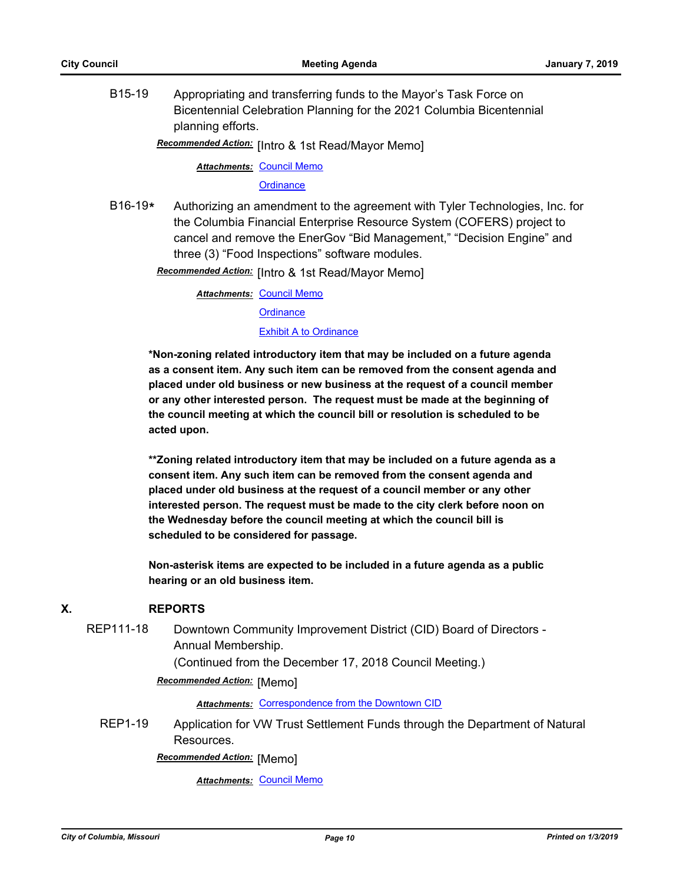B15-19 Appropriating and transferring funds to the Mayor's Task Force on Bicentennial Celebration Planning for the 2021 Columbia Bicentennial planning efforts.

***Recommended Action:*** [Intro & 1st Read/Mayor Memo]

***Attachments:*** Council Memo
Ordinance

B16-19* Authorizing an amendment to the agreement with Tyler Technologies, Inc. for the Columbia Financial Enterprise Resource System (COFERS) project to cancel and remove the EnerGov "Bid Management," "Decision Engine" and three (3) "Food Inspections" software modules.

***Recommended Action:*** [Intro & 1st Read/Mayor Memo]

***Attachments:*** Council Memo
Ordinance
Exhibit A to Ordinance

**\*Non-zoning related introductory item that may be included on a future agenda as a consent item. Any such item can be removed from the consent agenda and placed under old business or new business at the request of a council member or any other interested person. The request must be made at the beginning of the council meeting at which the council bill or resolution is scheduled to be acted upon.**

**\*\*Zoning related introductory item that may be included on a future agenda as a consent item. Any such item can be removed from the consent agenda and placed under old business at the request of a council member or any other interested person. The request must be made to the city clerk before noon on the Wednesday before the council meeting at which the council bill is scheduled to be considered for passage.**

**Non-asterisk items are expected to be included in a future agenda as a public hearing or an old business item.**

## X. REPORTS

REP111-18 Downtown Community Improvement District (CID) Board of Directors - Annual Membership.
(Continued from the December 17, 2018 Council Meeting.)

***Recommended Action:*** [Memo]

***Attachments:*** Correspondence from the Downtown CID

REP1-19 Application for VW Trust Settlement Funds through the Department of Natural Resources.

***Recommended Action:*** [Memo]

***Attachments:*** Council Memo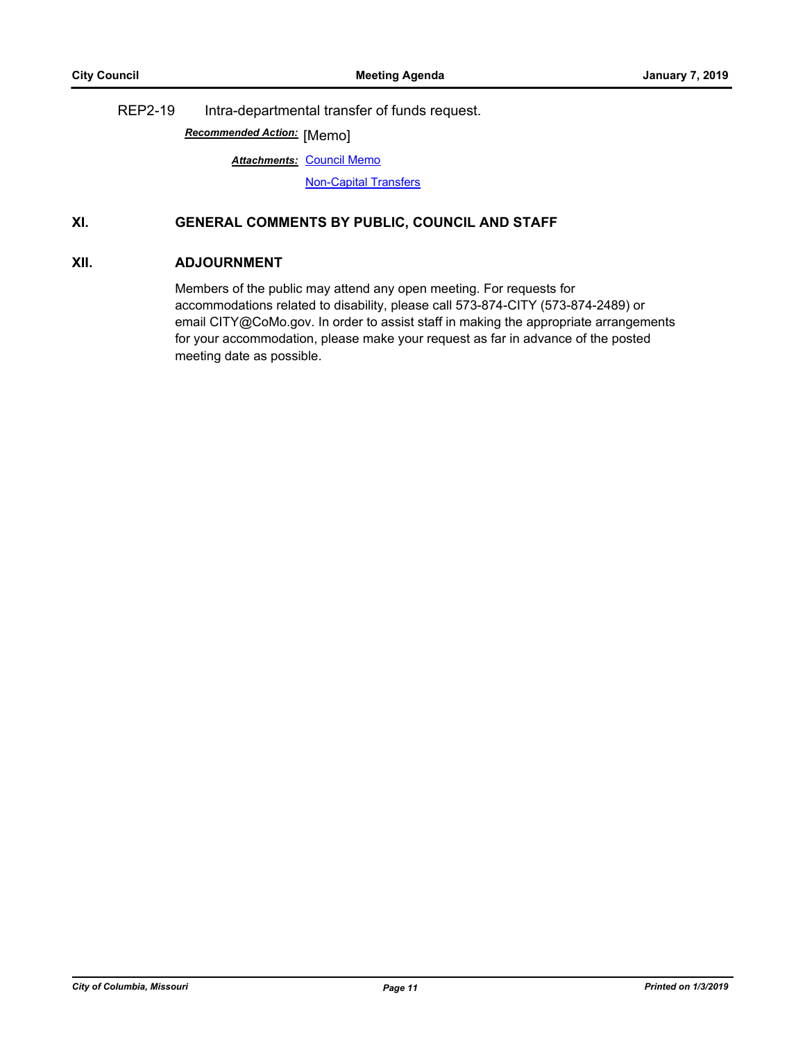REP2-19 Intra-departmental transfer of funds request.

***Recommended Action:*** [Memo]

***Attachments:*** Council Memo

Non-Capital Transfers

## XI. GENERAL COMMENTS BY PUBLIC, COUNCIL AND STAFF

## XII. ADJOURNMENT

Members of the public may attend any open meeting. For requests for accommodations related to disability, please call 573-874-CITY (573-874-2489) or email CITY@CoMo.gov. In order to assist staff in making the appropriate arrangements for your accommodation, please make your request as far in advance of the posted meeting date as possible.